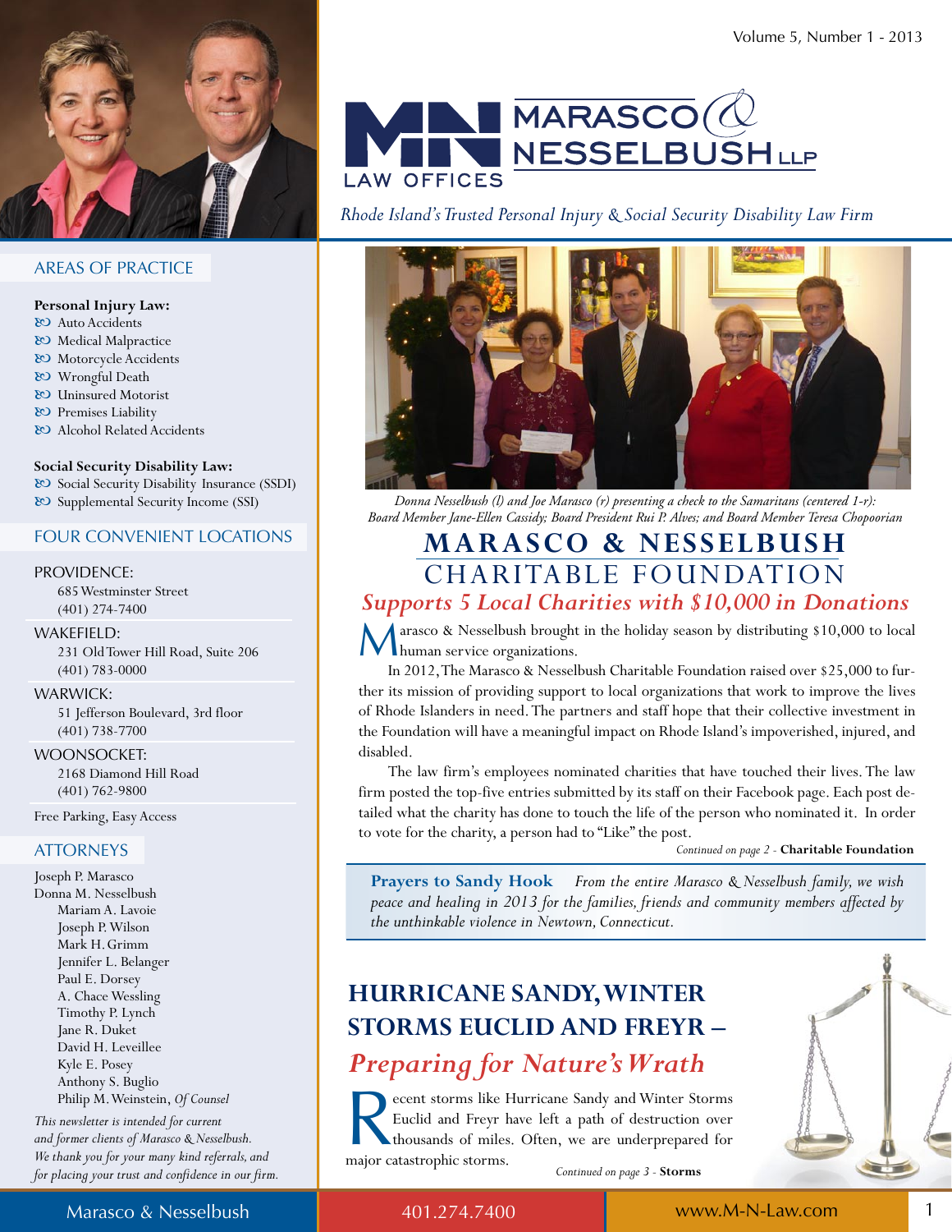# MARASCO & NESSELBUSH LLP LAW OFFICES

*Rhode Island's Trusted Personal Injury & Social Security Disability Law Firm*

Volume 5, Number 1 - 2013

## AREAS OF PRACTICE

**Personal Injury Law:**
- Auto Accidents
- Medical Malpractice
- Motorcycle Accidents
- Wrongful Death
- Uninsured Motorist
- Premises Liability
- Alcohol Related Accidents

**Social Security Disability Law:**
- Social Security Disability Insurance (SSDI)
- Supplemental Security Income (SSI)

## FOUR CONVENIENT LOCATIONS

PROVIDENCE:
685 Westminster Street
(401) 274-7400

WAKEFIELD:
231 Old Tower Hill Road, Suite 206
(401) 783-0000

WARWICK:
51 Jefferson Boulevard, 3rd floor
(401) 738-7700

WOONSOCKET:
2168 Diamond Hill Road
(401) 762-9800

Free Parking, Easy Access

## ATTORNEYS

Joseph P. Marasco
Donna M. Nesselbush
Mariam A. Lavoie
Joseph P. Wilson
Mark H. Grimm
Jennifer L. Belanger
Paul E. Dorsey
A. Chace Wessling
Timothy P. Lynch
Jane R. Duket
David H. Leveillee
Kyle E. Posey
Anthony S. Buglio
Philip M. Weinstein, *Of Counsel*

*This newsletter is intended for current and former clients of Marasco & Nesselbush. We thank you for your many kind referrals, and for placing your trust and confidence in our firm.*

*Donna Nesselbush (l) and Joe Marasco (r) presenting a check to the Samaritans (centered l-r): Board Member Jane-Ellen Cassidy; Board President Rui P. Alves; and Board Member Teresa Chopoorian*

# MARASCO & NESSELBUSH CHARITABLE FOUNDATION

## *Supports 5 Local Charities with $10,000 in Donations*

Marasco & Nesselbush brought in the holiday season by distributing $10,000 to local human service organizations.

In 2012, The Marasco & Nesselbush Charitable Foundation raised over $25,000 to further its mission of providing support to local organizations that work to improve the lives of Rhode Islanders in need. The partners and staff hope that their collective investment in the Foundation will have a meaningful impact on Rhode Island's impoverished, injured, and disabled.

The law firm's employees nominated charities that have touched their lives. The law firm posted the top-five entries submitted by its staff on their Facebook page. Each post detailed what the charity has done to touch the life of the person who nominated it. In order to vote for the charity, a person had to "Like" the post.

*Continued on page 2 -* **Charitable Foundation**

**Prayers to Sandy Hook** *From the entire Marasco & Nesselbush family, we wish peace and healing in 2013 for the families, friends and community members affected by the unthinkable violence in Newtown, Connecticut.*

# HURRICANE SANDY, WINTER STORMS EUCLID AND FREYR –

## *Preparing for Nature's Wrath*

Recent storms like Hurricane Sandy and Winter Storms Euclid and Freyr have left a path of destruction over thousands of miles. Often, we are underprepared for major catastrophic storms.

*Continued on page 3 -* **Storms**

Marasco & Nesselbush | 401.274.7400 | www.M-N-Law.com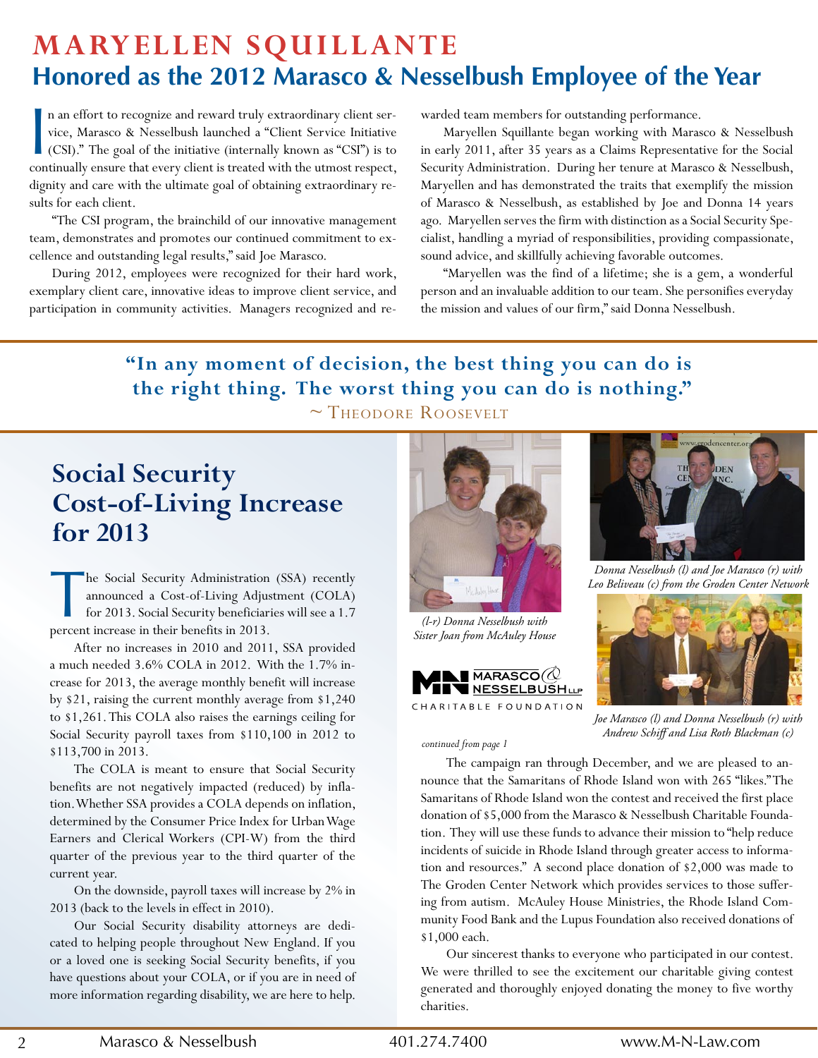# MARYELLEN SQUILLANTE

## Honored as the 2012 Marasco & Nesselbush Employee of the Year

In an effort to recognize and reward truly extraordinary client service, Marasco & Nesselbush launched a "Client Service Initiative (CSI)." The goal of the initiative (internally known as "CSI") is to continually ensure that every client is treated with the utmost respect, dignity and care with the ultimate goal of obtaining extraordinary results for each client.

"The CSI program, the brainchild of our innovative management team, demonstrates and promotes our continued commitment to excellence and outstanding legal results," said Joe Marasco.

During 2012, employees were recognized for their hard work, exemplary client care, innovative ideas to improve client service, and participation in community activities. Managers recognized and rewarded team members for outstanding performance.

Maryellen Squillante began working with Marasco & Nesselbush in early 2011, after 35 years as a Claims Representative for the Social Security Administration. During her tenure at Marasco & Nesselbush, Maryellen and has demonstrated the traits that exemplify the mission of Marasco & Nesselbush, as established by Joe and Donna 14 years ago. Maryellen serves the firm with distinction as a Social Security Specialist, handling a myriad of responsibilities, providing compassionate, sound advice, and skillfully achieving favorable outcomes.

"Maryellen was the find of a lifetime; she is a gem, a wonderful person and an invaluable addition to our team. She personifies everyday the mission and values of our firm," said Donna Nesselbush.

**"In any moment of decision, the best thing you can do is the right thing. The worst thing you can do is nothing."**
~ Theodore Roosevelt

## Social Security Cost-of-Living Increase for 2013

The Social Security Administration (SSA) recently announced a Cost-of-Living Adjustment (COLA) for 2013. Social Security beneficiaries will see a 1.7 percent increase in their benefits in 2013.

After no increases in 2010 and 2011, SSA provided a much needed 3.6% COLA in 2012. With the 1.7% increase for 2013, the average monthly benefit will increase by $21, raising the current monthly average from $1,240 to $1,261. This COLA also raises the earnings ceiling for Social Security payroll taxes from $110,100 in 2012 to $113,700 in 2013.

The COLA is meant to ensure that Social Security benefits are not negatively impacted (reduced) by inflation. Whether SSA provides a COLA depends on inflation, determined by the Consumer Price Index for Urban Wage Earners and Clerical Workers (CPI-W) from the third quarter of the previous year to the third quarter of the current year.

On the downside, payroll taxes will increase by 2% in 2013 (back to the levels in effect in 2010).

Our Social Security disability attorneys are dedicated to helping people throughout New England. If you or a loved one is seeking Social Security benefits, if you have questions about your COLA, or if you are in need of more information regarding disability, we are here to help.

*(l-r) Donna Nesselbush with Sister Joan from McAuley House*

*Donna Nesselbush (l) and Joe Marasco (r) with Leo Beliveau (c) from the Groden Center Network*

*Joe Marasco (l) and Donna Nesselbush (r) with Andrew Schiff and Lisa Roth Blackman (c)*

MARASCO & NESSELBUSH LLP
CHARITABLE FOUNDATION

*continued from page 1*

The campaign ran through December, and we are pleased to announce that the Samaritans of Rhode Island won with 265 "likes." The Samaritans of Rhode Island won the contest and received the first place donation of $5,000 from the Marasco & Nesselbush Charitable Foundation. They will use these funds to advance their mission to "help reduce incidents of suicide in Rhode Island through greater access to information and resources." A second place donation of $2,000 was made to The Groden Center Network which provides services to those suffering from autism. McAuley House Ministries, the Rhode Island Community Food Bank and the Lupus Foundation also received donations of $1,000 each.

Our sincerest thanks to everyone who participated in our contest. We were thrilled to see the excitement our charitable giving contest generated and thoroughly enjoyed donating the money to five worthy charities.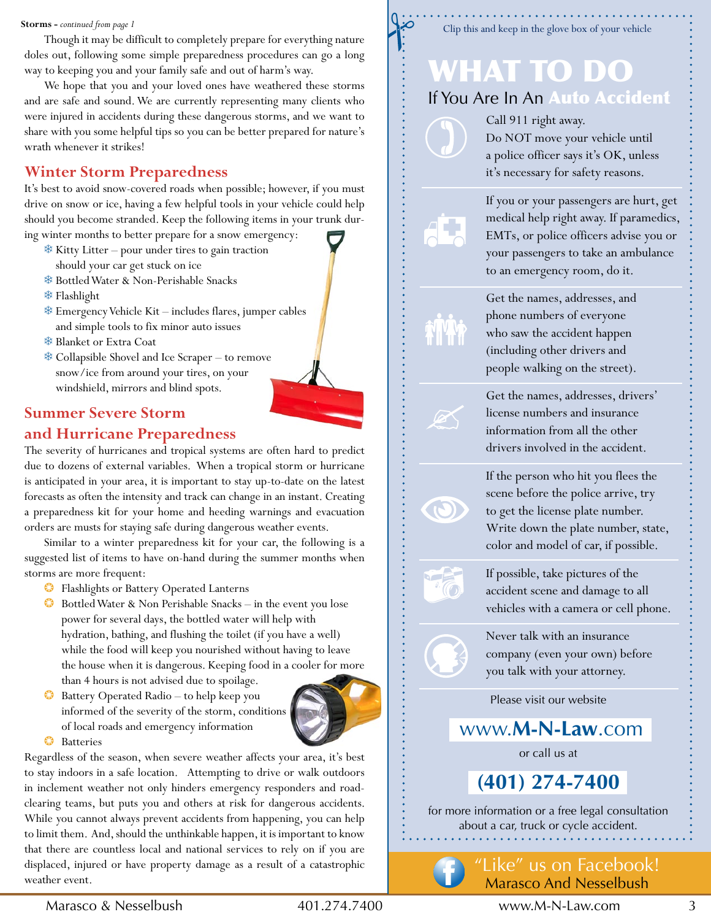**Storms -** *continued from page 1*

Though it may be difficult to completely prepare for everything nature doles out, following some simple preparedness procedures can go a long way to keeping you and your family safe and out of harm's way.

We hope that you and your loved ones have weathered these storms and are safe and sound. We are currently representing many clients who were injured in accidents during these dangerous storms, and we want to share with you some helpful tips so you can be better prepared for nature's wrath whenever it strikes!

## Winter Storm Preparedness

It's best to avoid snow-covered roads when possible; however, if you must drive on snow or ice, having a few helpful tools in your vehicle could help should you become stranded. Keep the following items in your trunk during winter months to better prepare for a snow emergency:

- Kitty Litter – pour under tires to gain traction should your car get stuck on ice
- Bottled Water & Non-Perishable Snacks
- Flashlight
- Emergency Vehicle Kit – includes flares, jumper cables and simple tools to fix minor auto issues
- Blanket or Extra Coat
- Collapsible Shovel and Ice Scraper – to remove snow/ice from around your tires, on your windshield, mirrors and blind spots.

## Summer Severe Storm and Hurricane Preparedness

The severity of hurricanes and tropical systems are often hard to predict due to dozens of external variables. When a tropical storm or hurricane is anticipated in your area, it is important to stay up-to-date on the latest forecasts as often the intensity and track can change in an instant. Creating a preparedness kit for your home and heeding warnings and evacuation orders are musts for staying safe during dangerous weather events.

Similar to a winter preparedness kit for your car, the following is a suggested list of items to have on-hand during the summer months when storms are more frequent:

- Flashlights or Battery Operated Lanterns
- Bottled Water & Non Perishable Snacks – in the event you lose power for several days, the bottled water will help with hydration, bathing, and flushing the toilet (if you have a well) while the food will keep you nourished without having to leave the house when it is dangerous. Keeping food in a cooler for more than 4 hours is not advised due to spoilage.
- Battery Operated Radio – to help keep you informed of the severity of the storm, conditions of local roads and emergency information
- Batteries

Regardless of the season, when severe weather affects your area, it's best to stay indoors in a safe location. Attempting to drive or walk outdoors in inclement weather not only hinders emergency responders and road-clearing teams, but puts you and others at risk for dangerous accidents. While you cannot always prevent accidents from happening, you can help to limit them. And, should the unthinkable happen, it is important to know that there are countless local and national services to rely on if you are displaced, injured or have property damage as a result of a catastrophic weather event.

---

Clip this and keep in the glove box of your vehicle

# WHAT TO DO

## If You Are In An Auto Accident

Call 911 right away. Do NOT move your vehicle until a police officer says it's OK, unless it's necessary for safety reasons.

If you or your passengers are hurt, get medical help right away. If paramedics, EMTs, or police officers advise you or your passengers to take an ambulance to an emergency room, do it.

Get the names, addresses, and phone numbers of everyone who saw the accident happen (including other drivers and people walking on the street).

Get the names, addresses, drivers' license numbers and insurance information from all the other drivers involved in the accident.

If the person who hit you flees the scene before the police arrive, try to get the license plate number. Write down the plate number, state, color and model of car, if possible.

If possible, take pictures of the accident scene and damage to all vehicles with a camera or cell phone.

Never talk with an insurance company (even your own) before you talk with your attorney.

Please visit our website

**www.M-N-Law.com**

or call us at

**(401) 274-7400**

for more information or a free legal consultation about a car, truck or cycle accident.

"Like" us on Facebook! Marasco And Nesselbush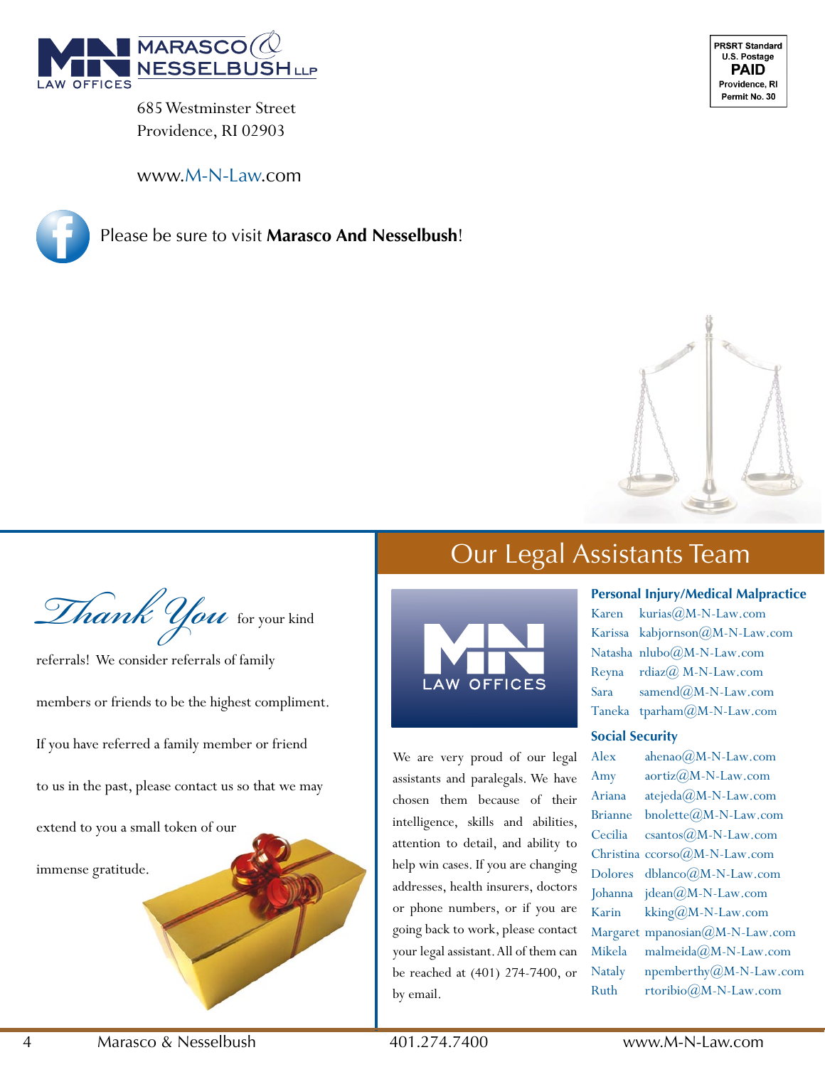MARASCO & NESSELBUSH LLP

LAW OFFICES

685 Westminster Street
Providence, RI 02903

www.M-N-Law.com

PRSRT Standard
U.S. Postage
PAID
Providence, RI
Permit No. 30

Please be sure to visit **Marasco And Nesselbush**!

*Thank You* for your kind referrals! We consider referrals of family members or friends to be the highest compliment. If you have referred a family member or friend to us in the past, please contact us so that we may extend to you a small token of our immense gratitude.

## Our Legal Assistants Team

LAW OFFICES

We are very proud of our legal assistants and paralegals. We have chosen them because of their intelligence, skills and abilities, attention to detail, and ability to help win cases. If you are changing addresses, health insurers, doctors or phone numbers, or if you are going back to work, please contact your legal assistant. All of them can be reached at (401) 274-7400, or by email.

### Personal Injury/Medical Malpractice

| | |
|---|---|
| Karen | kurias@M-N-Law.com |
| Karissa | kabjornson@M-N-Law.com |
| Natasha | nlubo@M-N-Law.com |
| Reyna | rdiaz@ M-N-Law.com |
| Sara | samend@M-N-Law.com |
| Taneka | tparham@M-N-Law.com |

### Social Security

| | |
|---|---|
| Alex | ahenao@M-N-Law.com |
| Amy | aortiz@M-N-Law.com |
| Ariana | atejeda@M-N-Law.com |
| Brianne | bnolette@M-N-Law.com |
| Cecilia | csantos@M-N-Law.com |
| Christina | ccorso@M-N-Law.com |
| Dolores | dblanco@M-N-Law.com |
| Johanna | jdean@M-N-Law.com |
| Karin | kking@M-N-Law.com |
| Margaret | mpanosian@M-N-Law.com |
| Mikela | malmeida@M-N-Law.com |
| Nataly | npemberthy@M-N-Law.com |
| Ruth | rtoribio@M-N-Law.com |